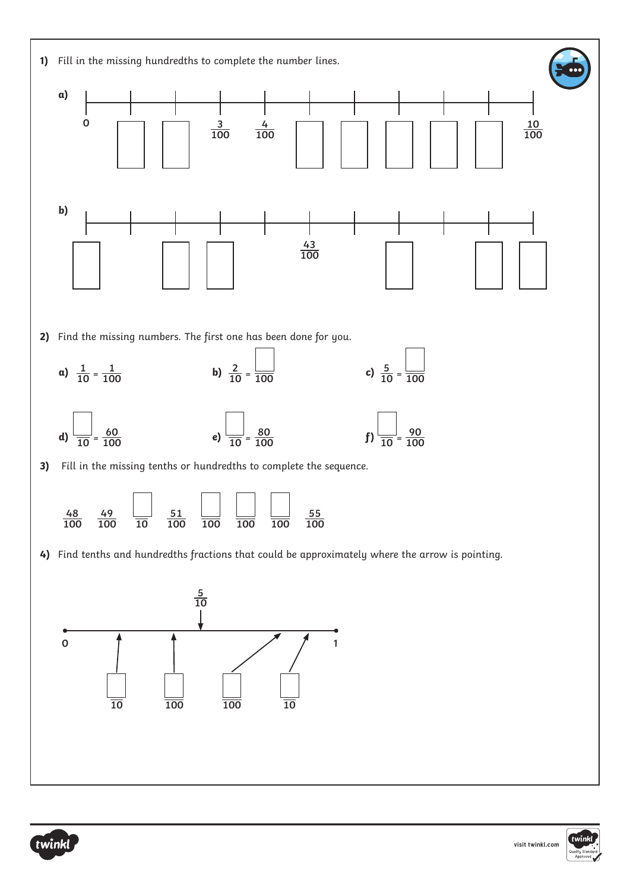1) Fill in the missing hundredths to complete the number lines.

a) 0, ☐, ☐, $\frac{3}{100}$, $\frac{4}{100}$, ☐, ☐, ☐, ☐, ☐, $\frac{10}{100}$

b) ☐, ☐, ☐, $\frac{43}{100}$, ☐, ☐, ☐

2) Find the missing numbers. The first one has been done for you.

a) $\frac{1}{10} = \frac{1}{100}$

b) $\frac{2}{10} = \frac{☐}{100}$

c) $\frac{5}{10} = \frac{☐}{100}$

d) $\frac{☐}{10} = \frac{60}{100}$

e) $\frac{☐}{10} = \frac{80}{100}$

f) $\frac{☐}{10} = \frac{90}{100}$

3) Fill in the missing tenths or hundredths to complete the sequence.

$\frac{48}{100}$ $\frac{49}{100}$ $\frac{☐}{10}$ $\frac{51}{100}$ $\frac{☐}{100}$ $\frac{☐}{100}$ $\frac{☐}{100}$ $\frac{55}{100}$

4) Find tenths and hundredths fractions that could be approximately where the arrow is pointing.

0, $\frac{5}{10}$, 1

$\frac{☐}{10}$ $\frac{☐}{100}$ $\frac{☐}{100}$ $\frac{☐}{10}$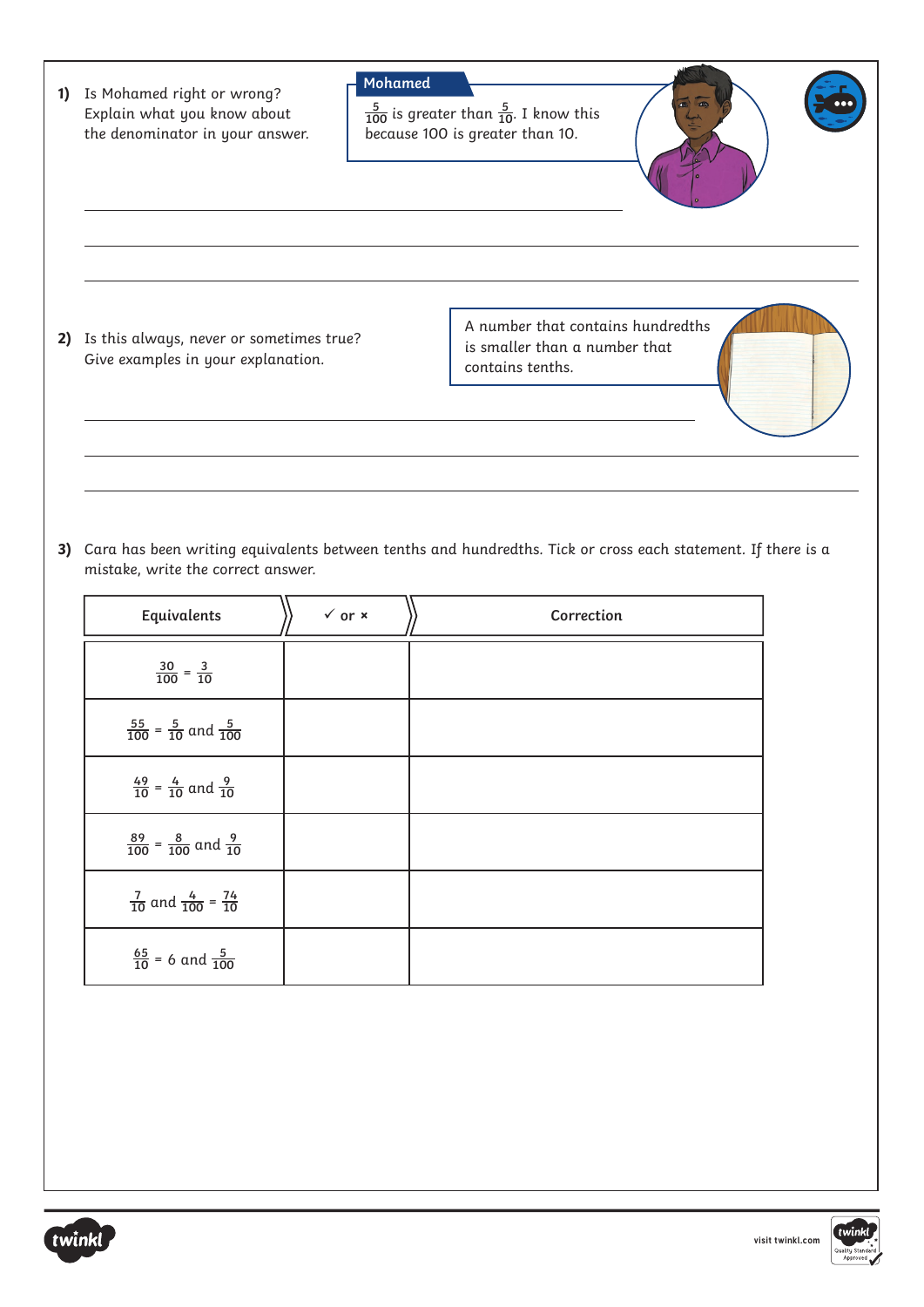**1)** Is Mohamed right or wrong? Explain what you know about the denominator in your answer.

**Mohamed**

$\frac{5}{100}$ is greater than $\frac{5}{10}$. I know this because 100 is greater than 10.

**2)** Is this always, never or sometimes true? Give examples in your explanation.

A number that contains hundredths is smaller than a number that contains tenths.

**3)** Cara has been writing equivalents between tenths and hundredths. Tick or cross each statement. If there is a mistake, write the correct answer.

| Equivalents | ✓ or × | Correction |
|---|---|---|
| $\frac{30}{100} = \frac{3}{10}$ | | |
| $\frac{55}{100} = \frac{5}{10}$ and $\frac{5}{100}$ | | |
| $\frac{49}{10} = \frac{4}{10}$ and $\frac{9}{10}$ | | |
| $\frac{89}{100} = \frac{8}{100}$ and $\frac{9}{10}$ | | |
| $\frac{7}{10}$ and $\frac{4}{100} = \frac{74}{10}$ | | |
| $\frac{65}{10} = 6$ and $\frac{5}{100}$ | | |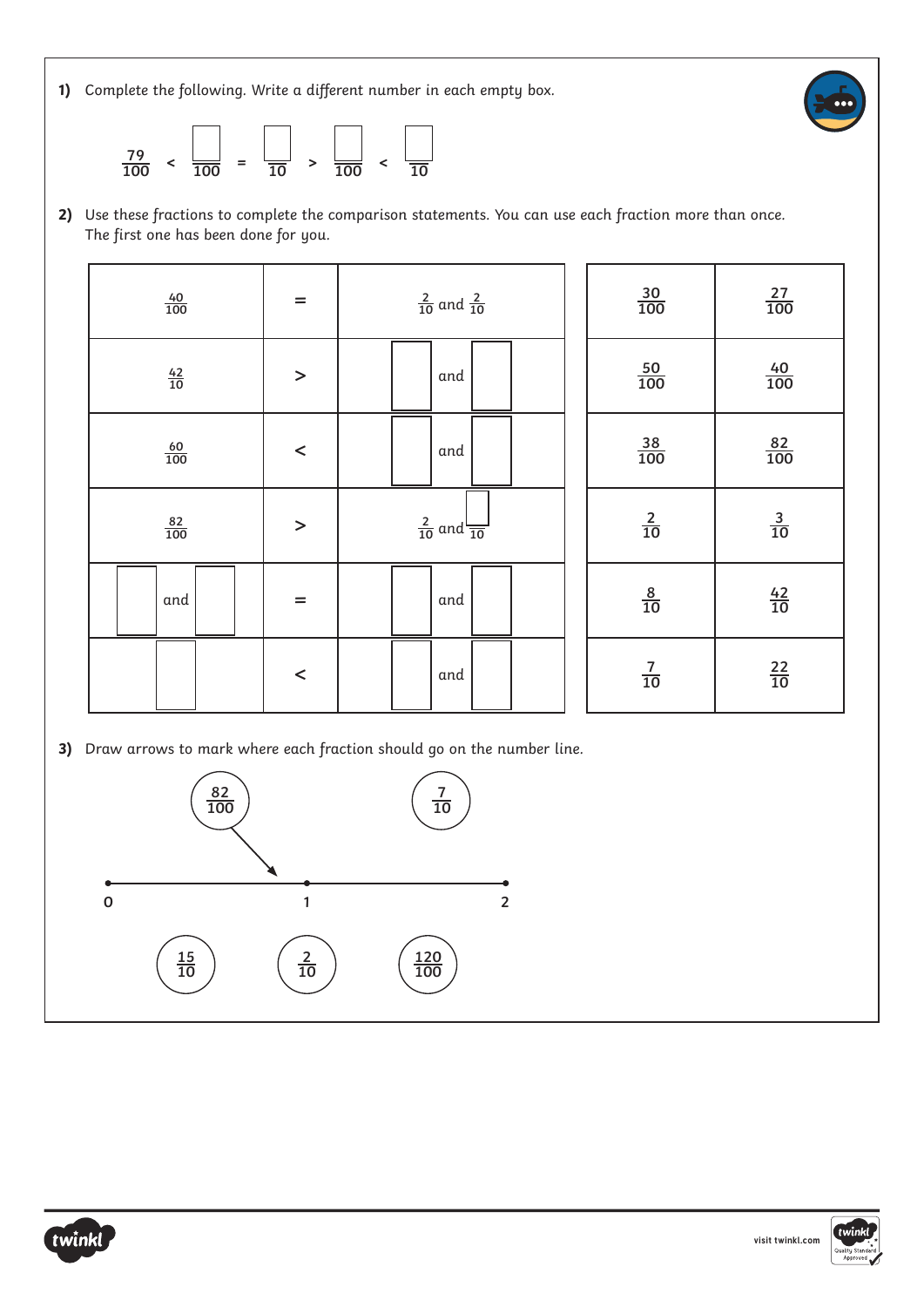**1)** Complete the following. Write a different number in each empty box.

$$\frac{79}{100} < \frac{\square}{100} = \frac{\square}{10} > \frac{\square}{100} < \frac{\square}{10}$$

**2)** Use these fractions to complete the comparison statements. You can use each fraction more than once. The first one has been done for you.

| | | |
|---|---|---|
| $\frac{40}{100}$ | = | $\frac{2}{10}$ and $\frac{2}{10}$ |
| $\frac{42}{10}$ | > | $\square$ and $\square$ |
| $\frac{60}{100}$ | < | $\square$ and $\square$ |
| $\frac{82}{100}$ | > | $\frac{2}{10}$ and $\frac{\square}{10}$ |
| $\square$ and $\square$ | = | $\square$ and $\square$ |
| $\square$ | < | $\square$ and $\square$ |

| | |
|---|---|
| $\frac{30}{100}$ | $\frac{27}{100}$ |
| $\frac{50}{100}$ | $\frac{40}{100}$ |
| $\frac{38}{100}$ | $\frac{82}{100}$ |
| $\frac{2}{10}$ | $\frac{3}{10}$ |
| $\frac{8}{10}$ | $\frac{42}{10}$ |
| $\frac{7}{10}$ | $\frac{22}{10}$ |

**3)** Draw arrows to mark where each fraction should go on the number line.

$\frac{82}{100}$

$\frac{7}{10}$

0

1

2

$\frac{15}{10}$

$\frac{2}{10}$

$\frac{120}{100}$